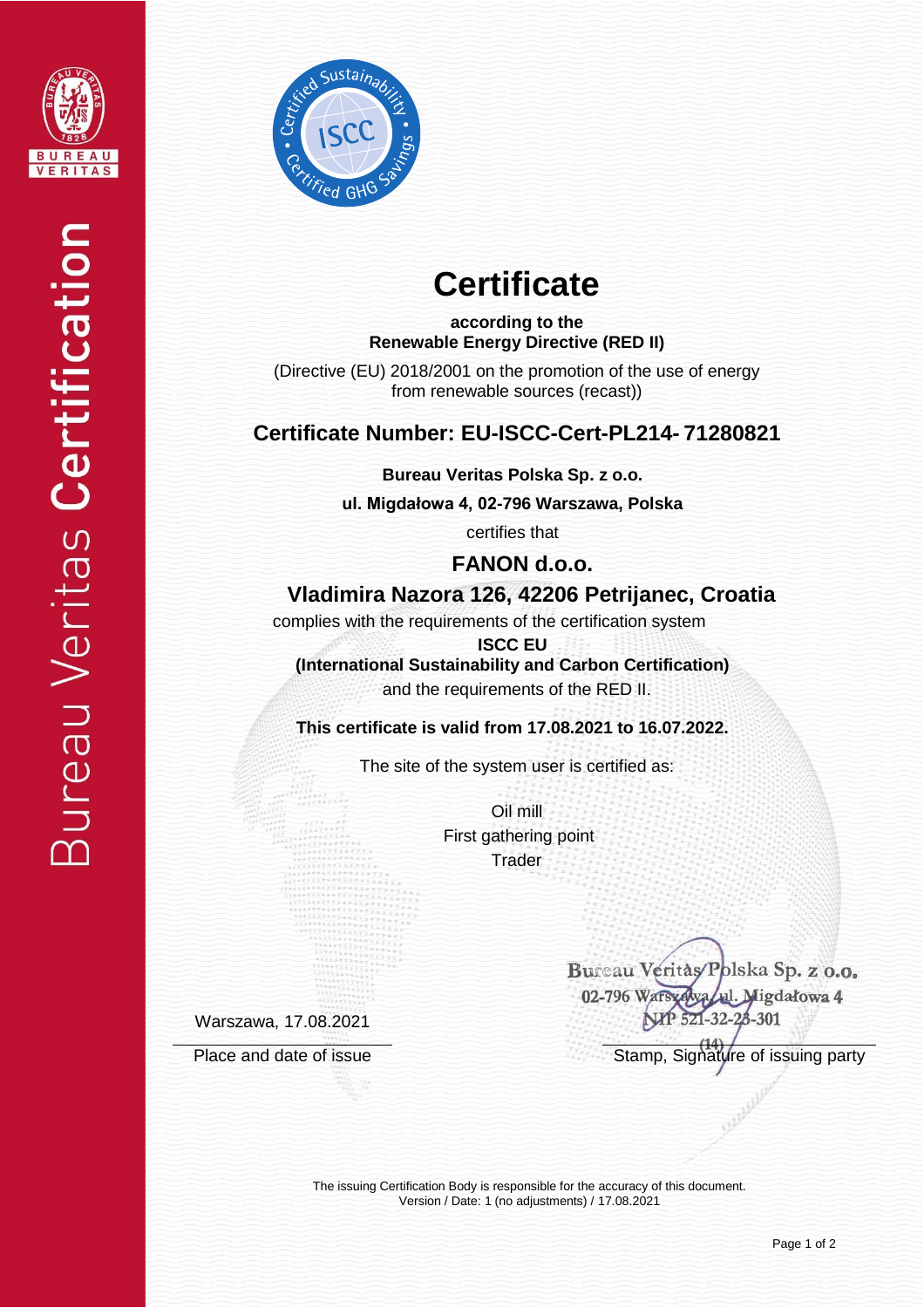# Certificate

**according to the**
**Renewable Energy Directive (RED II)**

(Directive (EU) 2018/2001 on the promotion of the use of energy from renewable sources (recast))

## Certificate Number: EU-ISCC-Cert-PL214- 71280821

**Bureau Veritas Polska Sp. z o.o.**

**ul. Migdałowa 4, 02-796 Warszawa, Polska**

certifies that

## FANON d.o.o.

## Vladimira Nazora 126, 42206 Petrijanec, Croatia

complies with the requirements of the certification system

**ISCC EU**
**(International Sustainability and Carbon Certification)**

and the requirements of the RED II.

**This certificate is valid from 17.08.2021 to 16.07.2022.**

The site of the system user is certified as:

Oil mill
First gathering point
Trader

Bureau Veritas Polska Sp. z o.o.
02-796 Warszawa, ul. Migdałowa 4
NIP 521-32-23-301
(14)

Warszawa, 17.08.2021

Place and date of issue

Stamp, Signature of issuing party

The issuing Certification Body is responsible for the accuracy of this document.
Version / Date: 1 (no adjustments) / 17.08.2021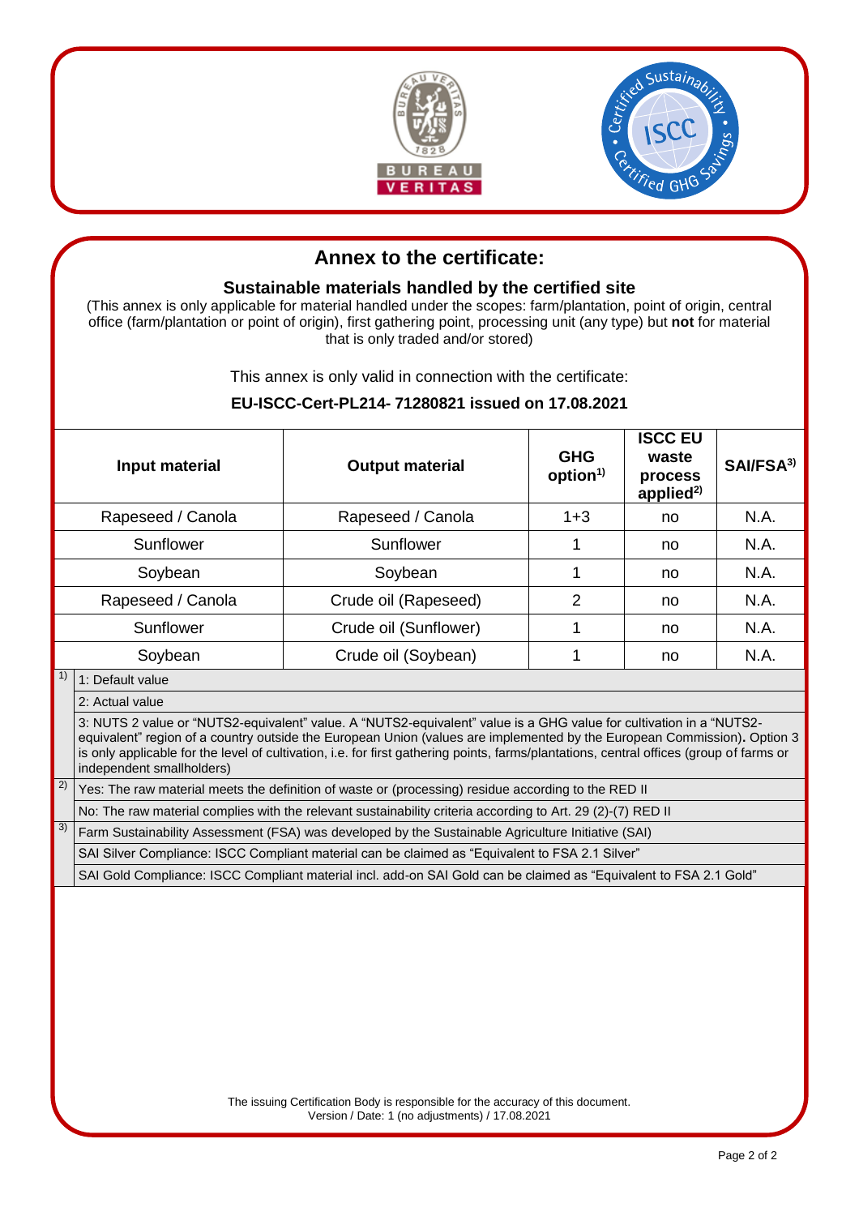# Annex to the certificate:

## Sustainable materials handled by the certified site

(This annex is only applicable for material handled under the scopes: farm/plantation, point of origin, central office (farm/plantation or point of origin), first gathering point, processing unit (any type) but **not** for material that is only traded and/or stored)

This annex is only valid in connection with the certificate:

**EU-ISCC-Cert-PL214- 71280821 issued on 17.08.2021**

| Input material | Output material | GHG option[1] | ISCC EU waste process applied[2] | SAI/FSA[3] |
|---|---|---|---|---|
| Rapeseed / Canola | Rapeseed / Canola | 1+3 | no | N.A. |
| Sunflower | Sunflower | 1 | no | N.A. |
| Soybean | Soybean | 1 | no | N.A. |
| Rapeseed / Canola | Crude oil (Rapeseed) | 2 | no | N.A. |
| Sunflower | Crude oil (Sunflower) | 1 | no | N.A. |
| Soybean | Crude oil (Soybean) | 1 | no | N.A. |

[1] 1: Default value

2: Actual value

3: NUTS 2 value or "NUTS2-equivalent" value. A "NUTS2-equivalent" value is a GHG value for cultivation in a "NUTS2-equivalent" region of a country outside the European Union (values are implemented by the European Commission)**.** Option 3 is only applicable for the level of cultivation, i.e. for first gathering points, farms/plantations, central offices (group of farms or independent smallholders)

[2] Yes: The raw material meets the definition of waste or (processing) residue according to the RED II

No: The raw material complies with the relevant sustainability criteria according to Art. 29 (2)-(7) RED II

[3] Farm Sustainability Assessment (FSA) was developed by the Sustainable Agriculture Initiative (SAI)

SAI Silver Compliance: ISCC Compliant material can be claimed as "Equivalent to FSA 2.1 Silver"

SAI Gold Compliance: ISCC Compliant material incl. add-on SAI Gold can be claimed as "Equivalent to FSA 2.1 Gold"

The issuing Certification Body is responsible for the accuracy of this document.
Version / Date: 1 (no adjustments) / 17.08.2021